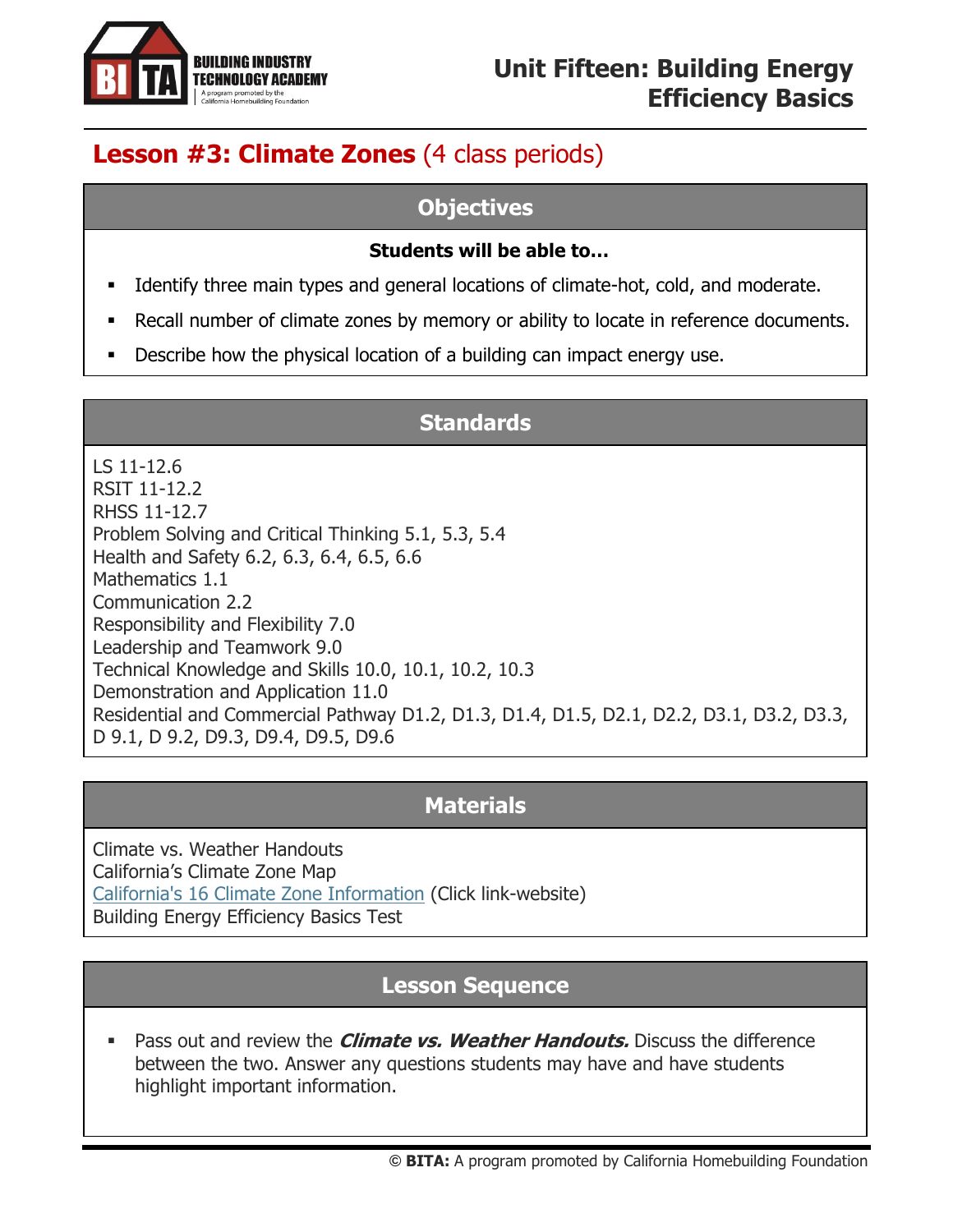# Unit Fifteen: Building Energy Efficiency Basics

## **Lesson #3: Climate Zones** (4 class periods)

### Objectives

**Students will be able to…**

- Identify three main types and general locations of climate-hot, cold, and moderate.
- Recall number of climate zones by memory or ability to locate in reference documents.
- Describe how the physical location of a building can impact energy use.

### Standards

LS 11-12.6
RSIT 11-12.2
RHSS 11-12.7
Problem Solving and Critical Thinking 5.1, 5.3, 5.4
Health and Safety 6.2, 6.3, 6.4, 6.5, 6.6
Mathematics 1.1
Communication 2.2
Responsibility and Flexibility 7.0
Leadership and Teamwork 9.0
Technical Knowledge and Skills 10.0, 10.1, 10.2, 10.3
Demonstration and Application 11.0
Residential and Commercial Pathway D1.2, D1.3, D1.4, D1.5, D2.1, D2.2, D3.1, D3.2, D3.3, D 9.1, D 9.2, D9.3, D9.4, D9.5, D9.6

### Materials

Climate vs. Weather Handouts
California's Climate Zone Map
California's 16 Climate Zone Information (Click link-website)
Building Energy Efficiency Basics Test

### Lesson Sequence

- Pass out and review the ***Climate vs. Weather Handouts.*** Discuss the difference between the two. Answer any questions students may have and have students highlight important information.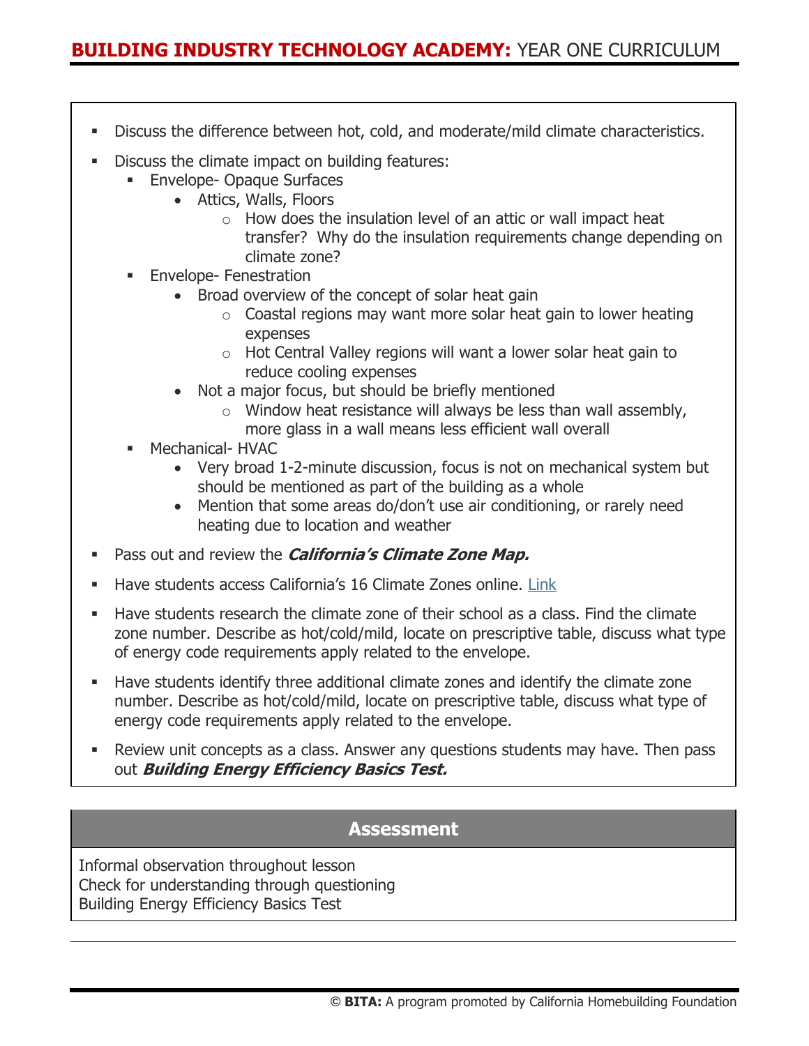- Discuss the difference between hot, cold, and moderate/mild climate characteristics.
- Discuss the climate impact on building features:
  - Envelope- Opaque Surfaces
    - Attics, Walls, Floors
      - How does the insulation level of an attic or wall impact heat transfer? Why do the insulation requirements change depending on climate zone?
  - Envelope- Fenestration
    - Broad overview of the concept of solar heat gain
      - Coastal regions may want more solar heat gain to lower heating expenses
      - Hot Central Valley regions will want a lower solar heat gain to reduce cooling expenses
    - Not a major focus, but should be briefly mentioned
      - Window heat resistance will always be less than wall assembly, more glass in a wall means less efficient wall overall
  - Mechanical- HVAC
    - Very broad 1-2-minute discussion, focus is not on mechanical system but should be mentioned as part of the building as a whole
    - Mention that some areas do/don't use air conditioning, or rarely need heating due to location and weather
- Pass out and review the ***California's Climate Zone Map.***
- Have students access California's 16 Climate Zones online. Link
- Have students research the climate zone of their school as a class. Find the climate zone number. Describe as hot/cold/mild, locate on prescriptive table, discuss what type of energy code requirements apply related to the envelope.
- Have students identify three additional climate zones and identify the climate zone number. Describe as hot/cold/mild, locate on prescriptive table, discuss what type of energy code requirements apply related to the envelope.
- Review unit concepts as a class. Answer any questions students may have. Then pass out ***Building Energy Efficiency Basics Test.***

## Assessment

Informal observation throughout lesson
Check for understanding through questioning
Building Energy Efficiency Basics Test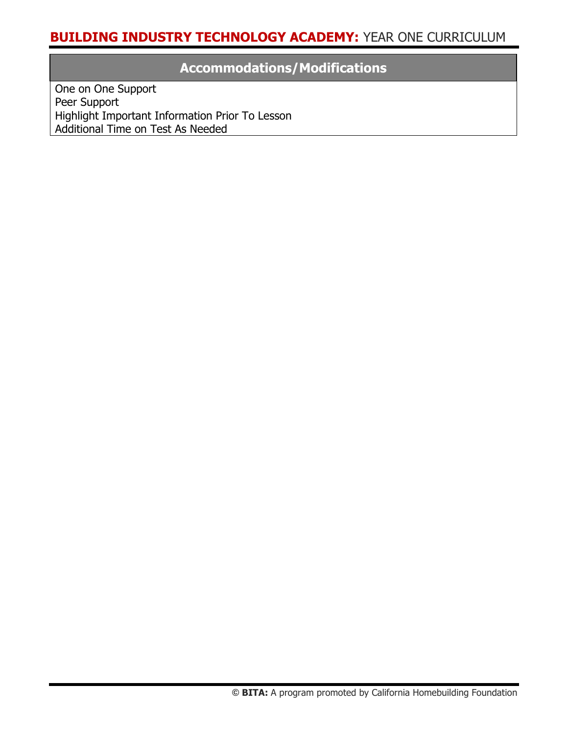## Accommodations/Modifications

One on One Support
Peer Support
Highlight Important Information Prior To Lesson
Additional Time on Test As Needed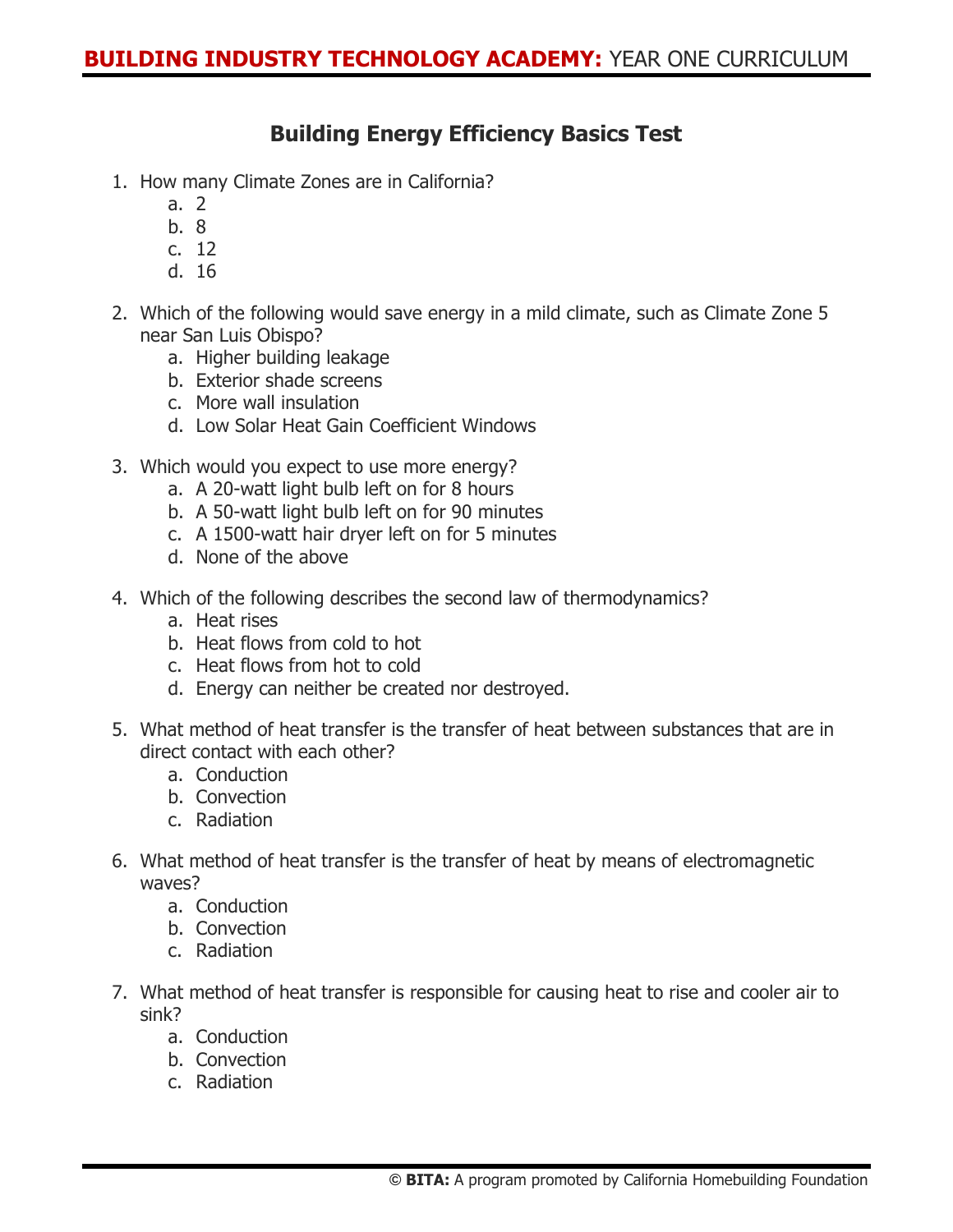## Building Energy Efficiency Basics Test

1. How many Climate Zones are in California?
   a. 2
   b. 8
   c. 12
   d. 16

2. Which of the following would save energy in a mild climate, such as Climate Zone 5 near San Luis Obispo?
   a. Higher building leakage
   b. Exterior shade screens
   c. More wall insulation
   d. Low Solar Heat Gain Coefficient Windows

3. Which would you expect to use more energy?
   a. A 20-watt light bulb left on for 8 hours
   b. A 50-watt light bulb left on for 90 minutes
   c. A 1500-watt hair dryer left on for 5 minutes
   d. None of the above

4. Which of the following describes the second law of thermodynamics?
   a. Heat rises
   b. Heat flows from cold to hot
   c. Heat flows from hot to cold
   d. Energy can neither be created nor destroyed.

5. What method of heat transfer is the transfer of heat between substances that are in direct contact with each other?
   a. Conduction
   b. Convection
   c. Radiation

6. What method of heat transfer is the transfer of heat by means of electromagnetic waves?
   a. Conduction
   b. Convection
   c. Radiation

7. What method of heat transfer is responsible for causing heat to rise and cooler air to sink?
   a. Conduction
   b. Convection
   c. Radiation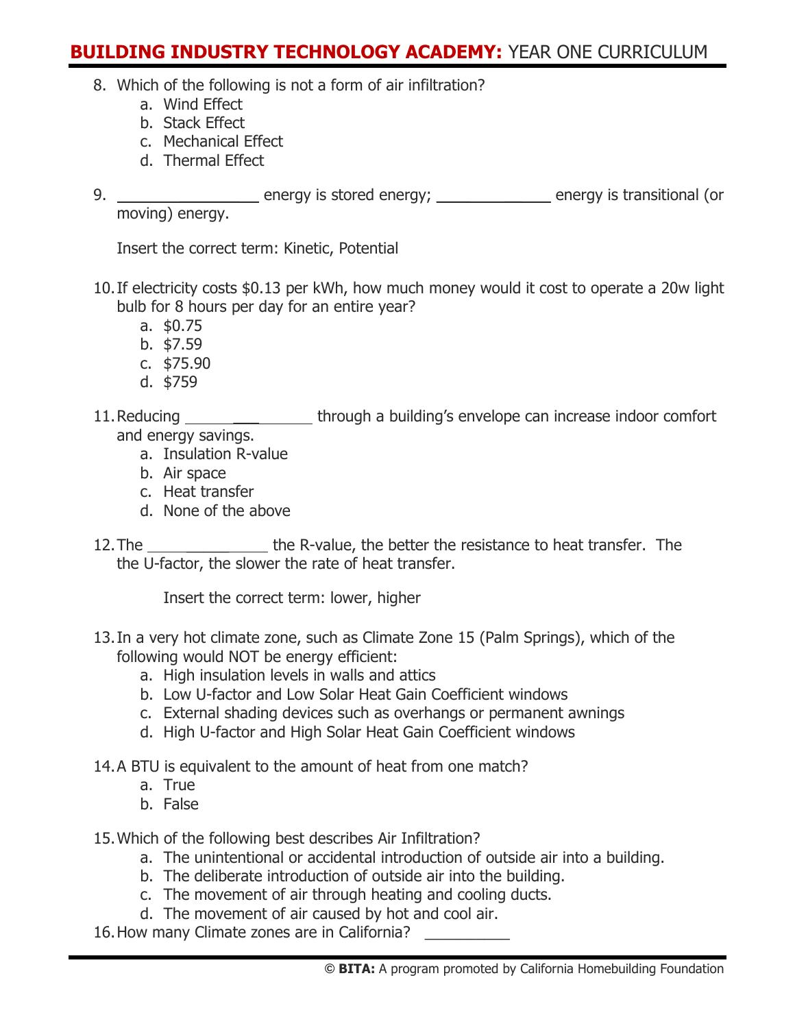8. Which of the following is not a form of air infiltration?
   a. Wind Effect
   b. Stack Effect
   c. Mechanical Effect
   d. Thermal Effect

9. ________________ energy is stored energy; _____________ energy is transitional (or moving) energy.

   Insert the correct term: Kinetic, Potential

10. If electricity costs $0.13 per kWh, how much money would it cost to operate a 20w light bulb for 8 hours per day for an entire year?
    a. $0.75
    b. $7.59
    c. $75.90
    d. $759

11. Reducing ______________ through a building's envelope can increase indoor comfort and energy savings.
    a. Insulation R-value
    b. Air space
    c. Heat transfer
    d. None of the above

12. The ______________ the R-value, the better the resistance to heat transfer. The the U-factor, the slower the rate of heat transfer.

    Insert the correct term: lower, higher

13. In a very hot climate zone, such as Climate Zone 15 (Palm Springs), which of the following would NOT be energy efficient:
    a. High insulation levels in walls and attics
    b. Low U-factor and Low Solar Heat Gain Coefficient windows
    c. External shading devices such as overhangs or permanent awnings
    d. High U-factor and High Solar Heat Gain Coefficient windows

14. A BTU is equivalent to the amount of heat from one match?
    a. True
    b. False

15. Which of the following best describes Air Infiltration?
    a. The unintentional or accidental introduction of outside air into a building.
    b. The deliberate introduction of outside air into the building.
    c. The movement of air through heating and cooling ducts.
    d. The movement of air caused by hot and cool air.

16. How many Climate zones are in California? __________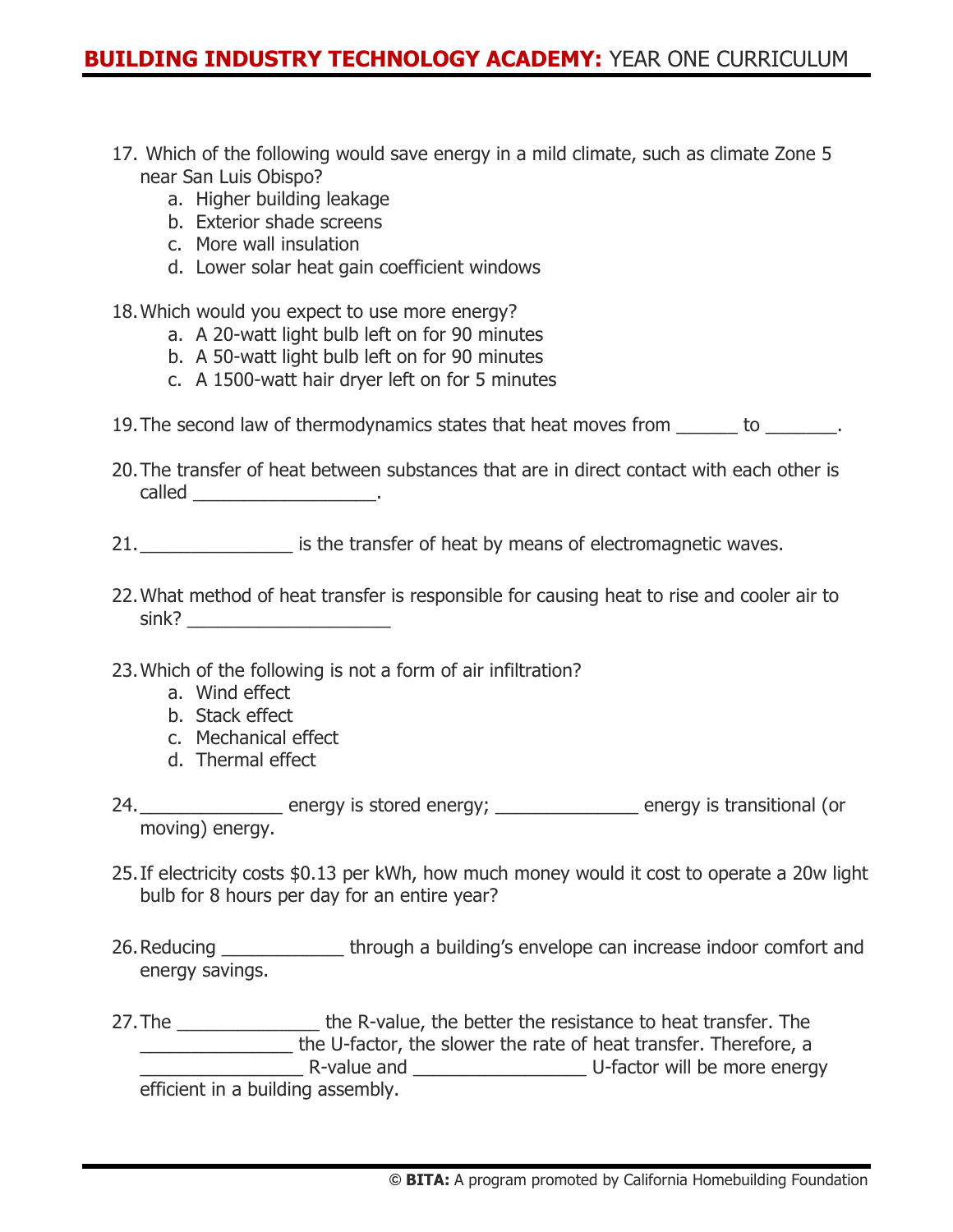17. Which of the following would save energy in a mild climate, such as climate Zone 5 near San Luis Obispo?
    a. Higher building leakage
    b. Exterior shade screens
    c. More wall insulation
    d. Lower solar heat gain coefficient windows

18. Which would you expect to use more energy?
    a. A 20-watt light bulb left on for 90 minutes
    b. A 50-watt light bulb left on for 90 minutes
    c. A 1500-watt hair dryer left on for 5 minutes

19. The second law of thermodynamics states that heat moves from ______ to _______.

20. The transfer of heat between substances that are in direct contact with each other is called __________________.

21. _______________ is the transfer of heat by means of electromagnetic waves.

22. What method of heat transfer is responsible for causing heat to rise and cooler air to sink? ____________________

23. Which of the following is not a form of air infiltration?
    a. Wind effect
    b. Stack effect
    c. Mechanical effect
    d. Thermal effect

24. ______________ energy is stored energy; ______________ energy is transitional (or moving) energy.

25. If electricity costs $0.13 per kWh, how much money would it cost to operate a 20w light bulb for 8 hours per day for an entire year?

26. Reducing ____________ through a building's envelope can increase indoor comfort and energy savings.

27. The ______________ the R-value, the better the resistance to heat transfer. The _______________ the U-factor, the slower the rate of heat transfer. Therefore, a ________________ R-value and _________________ U-factor will be more energy efficient in a building assembly.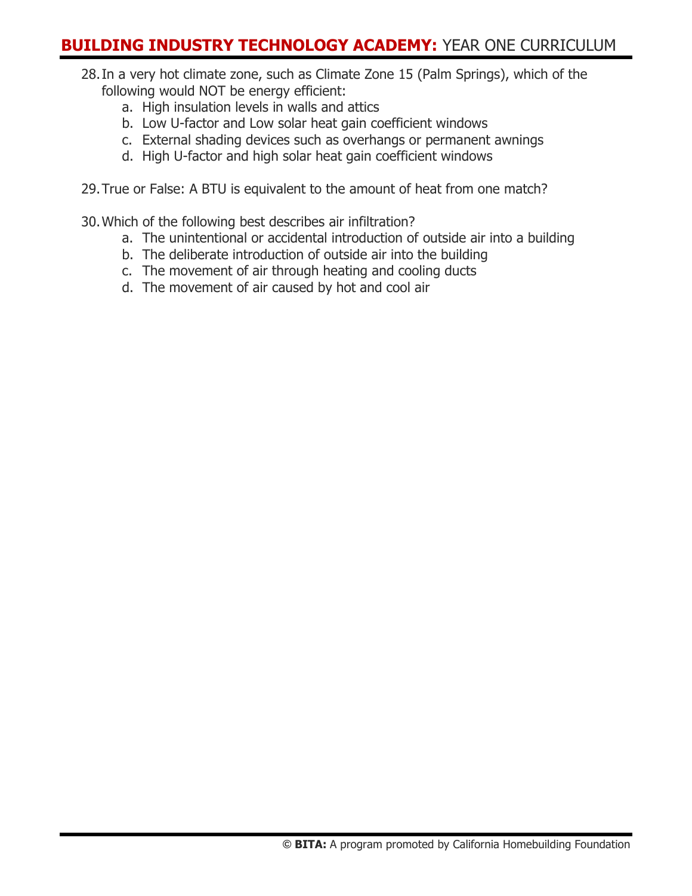28. In a very hot climate zone, such as Climate Zone 15 (Palm Springs), which of the following would NOT be energy efficient:
    a. High insulation levels in walls and attics
    b. Low U-factor and Low solar heat gain coefficient windows
    c. External shading devices such as overhangs or permanent awnings
    d. High U-factor and high solar heat gain coefficient windows

29. True or False: A BTU is equivalent to the amount of heat from one match?

30. Which of the following best describes air infiltration?
    a. The unintentional or accidental introduction of outside air into a building
    b. The deliberate introduction of outside air into the building
    c. The movement of air through heating and cooling ducts
    d. The movement of air caused by hot and cool air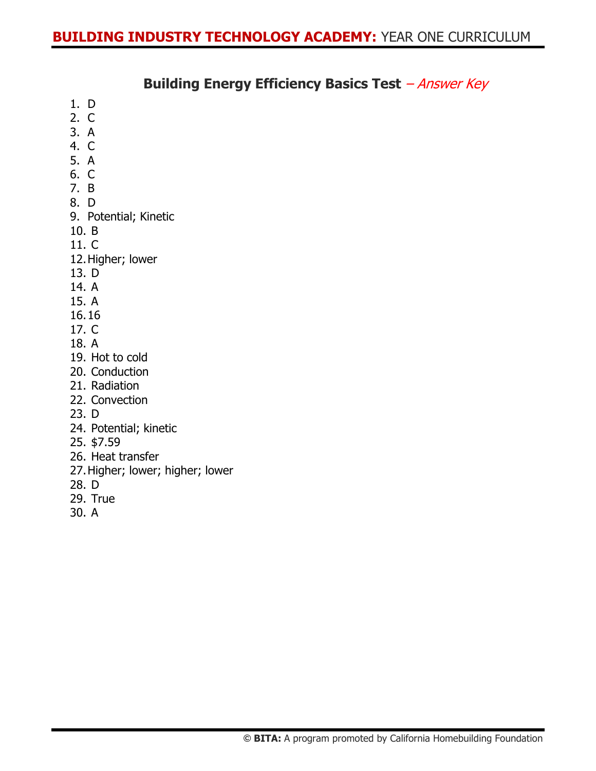## Building Energy Efficiency Basics Test *– Answer Key*

1. D
2. C
3. A
4. C
5. A
6. C
7. B
8. D
9. Potential; Kinetic
10. B
11. C
12. Higher; lower
13. D
14. A
15. A
16. 16
17. C
18. A
19. Hot to cold
20. Conduction
21. Radiation
22. Convection
23. D
24. Potential; kinetic
25. $7.59
26. Heat transfer
27. Higher; lower; higher; lower
28. D
29. True
30. A